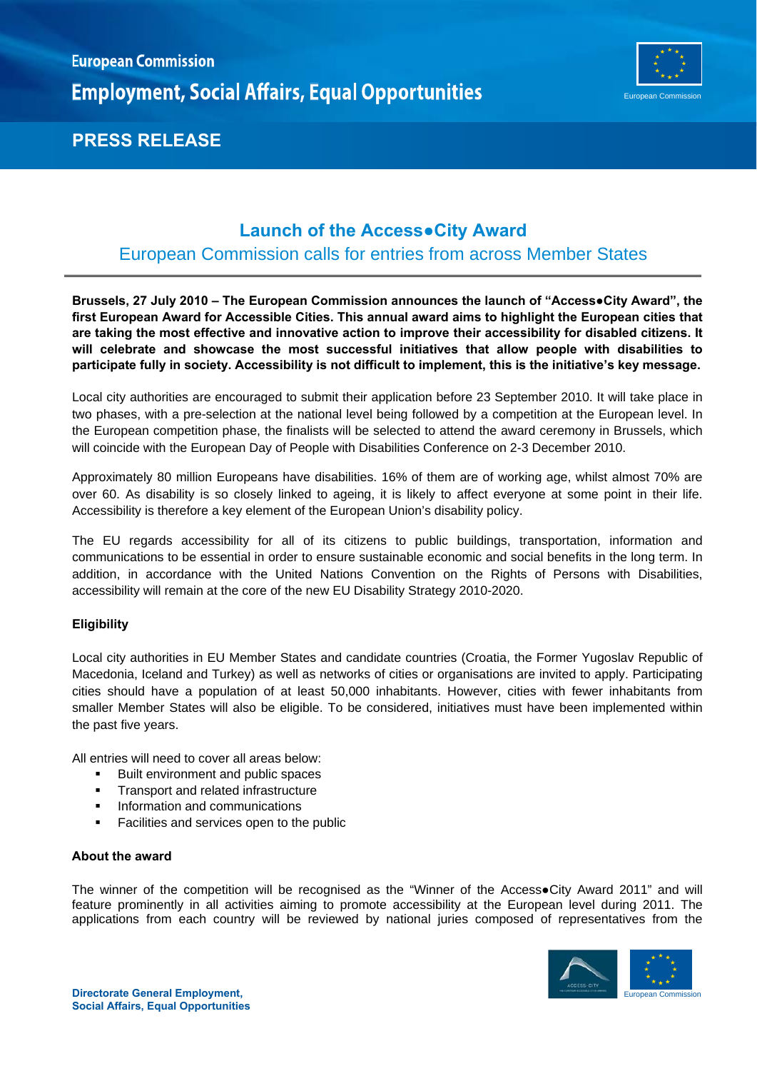European Commission

Employment, Social Affairs, Equal Opportunities

**PRESS RELEASE**

# Launch of the Access●City Award

## European Commission calls for entries from across Member States

**Brussels, 27 July 2010 – The European Commission announces the launch of "Access●City Award", the first European Award for Accessible Cities. This annual award aims to highlight the European cities that are taking the most effective and innovative action to improve their accessibility for disabled citizens. It will celebrate and showcase the most successful initiatives that allow people with disabilities to participate fully in society. Accessibility is not difficult to implement, this is the initiative's key message.**

Local city authorities are encouraged to submit their application before 23 September 2010. It will take place in two phases, with a pre-selection at the national level being followed by a competition at the European level. In the European competition phase, the finalists will be selected to attend the award ceremony in Brussels, which will coincide with the European Day of People with Disabilities Conference on 2-3 December 2010.

Approximately 80 million Europeans have disabilities. 16% of them are of working age, whilst almost 70% are over 60. As disability is so closely linked to ageing, it is likely to affect everyone at some point in their life. Accessibility is therefore a key element of the European Union's disability policy.

The EU regards accessibility for all of its citizens to public buildings, transportation, information and communications to be essential in order to ensure sustainable economic and social benefits in the long term. In addition, in accordance with the United Nations Convention on the Rights of Persons with Disabilities, accessibility will remain at the core of the new EU Disability Strategy 2010-2020.

### Eligibility

Local city authorities in EU Member States and candidate countries (Croatia, the Former Yugoslav Republic of Macedonia, Iceland and Turkey) as well as networks of cities or organisations are invited to apply. Participating cities should have a population of at least 50,000 inhabitants. However, cities with fewer inhabitants from smaller Member States will also be eligible. To be considered, initiatives must have been implemented within the past five years.

All entries will need to cover all areas below:

- Built environment and public spaces
- Transport and related infrastructure
- Information and communications
- Facilities and services open to the public

### About the award

The winner of the competition will be recognised as the "Winner of the Access●City Award 2011" and will feature prominently in all activities aiming to promote accessibility at the European level during 2011. The applications from each country will be reviewed by national juries composed of representatives from the

**Directorate General Employment, Social Affairs, Equal Opportunities**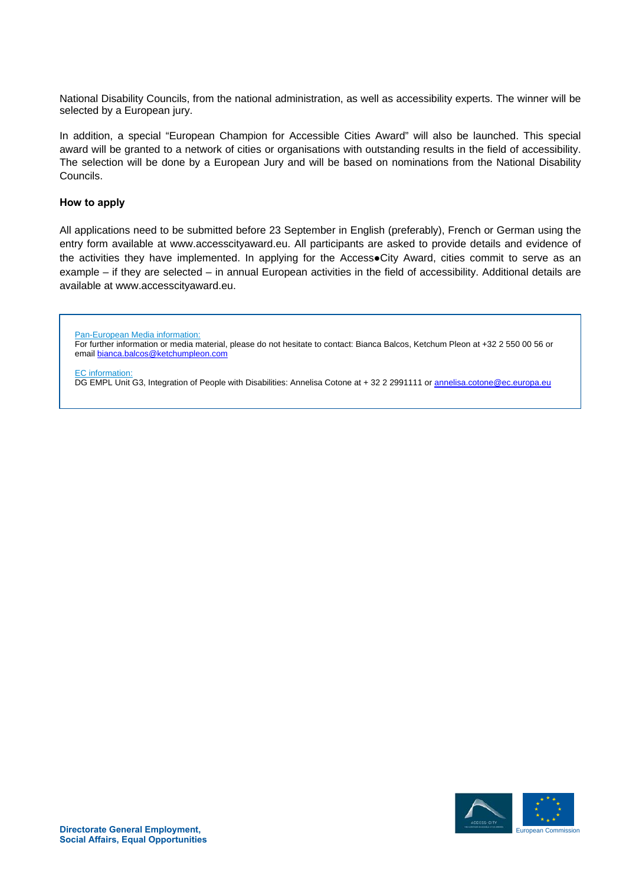National Disability Councils, from the national administration, as well as accessibility experts. The winner will be selected by a European jury.

In addition, a special "European Champion for Accessible Cities Award" will also be launched. This special award will be granted to a network of cities or organisations with outstanding results in the field of accessibility. The selection will be done by a European Jury and will be based on nominations from the National Disability Councils.

**How to apply**

All applications need to be submitted before 23 September in English (preferably), French or German using the entry form available at www.accesscityaward.eu. All participants are asked to provide details and evidence of the activities they have implemented. In applying for the Access●City Award, cities commit to serve as an example – if they are selected – in annual European activities in the field of accessibility. Additional details are available at www.accesscityaward.eu.

Pan-European Media information:
For further information or media material, please do not hesitate to contact: Bianca Balcos, Ketchum Pleon at +32 2 550 00 56 or email bianca.balcos@ketchumpleon.com

EC information:
DG EMPL Unit G3, Integration of People with Disabilities: Annelisa Cotone at + 32 2 2991111 or annelisa.cotone@ec.europa.eu

**Directorate General Employment, Social Affairs, Equal Opportunities**

European Commission